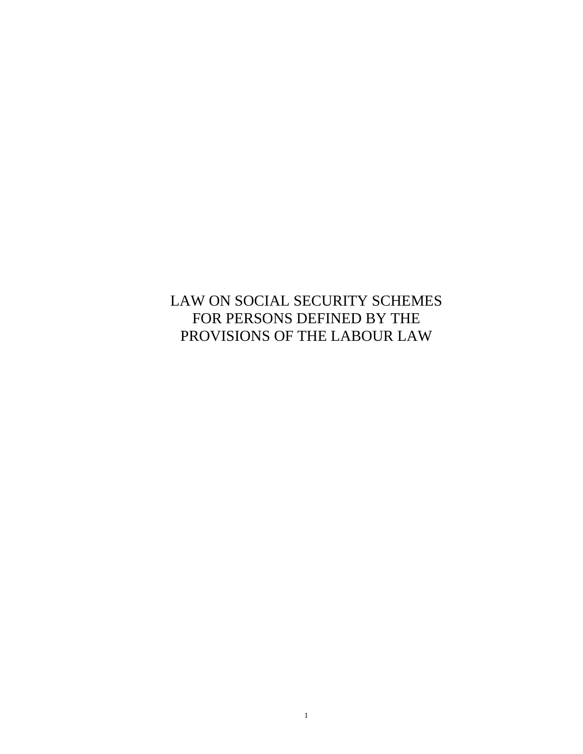# LAW ON SOCIAL SECURITY SCHEMES FOR PERSONS DEFINED BY THE PROVISIONS OF THE LABOUR LAW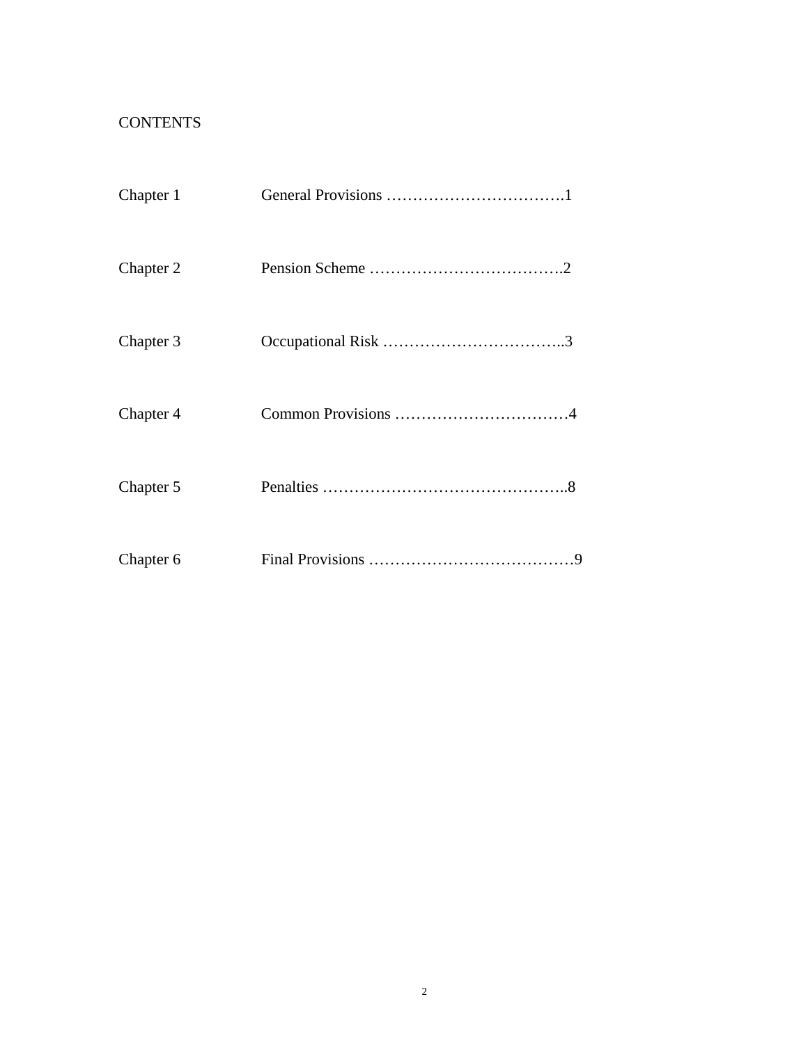# CONTENTS

| | |
|---|---|
| Chapter 1 | General Provisions …………………………….1 |
| Chapter 2 | Pension Scheme ……………………………….2 |
| Chapter 3 | Occupational Risk ……………………………..3 |
| Chapter 4 | Common Provisions ……………………………4 |
| Chapter 5 | Penalties ………………………………………..8 |
| Chapter 6 | Final Provisions …………………………………9 |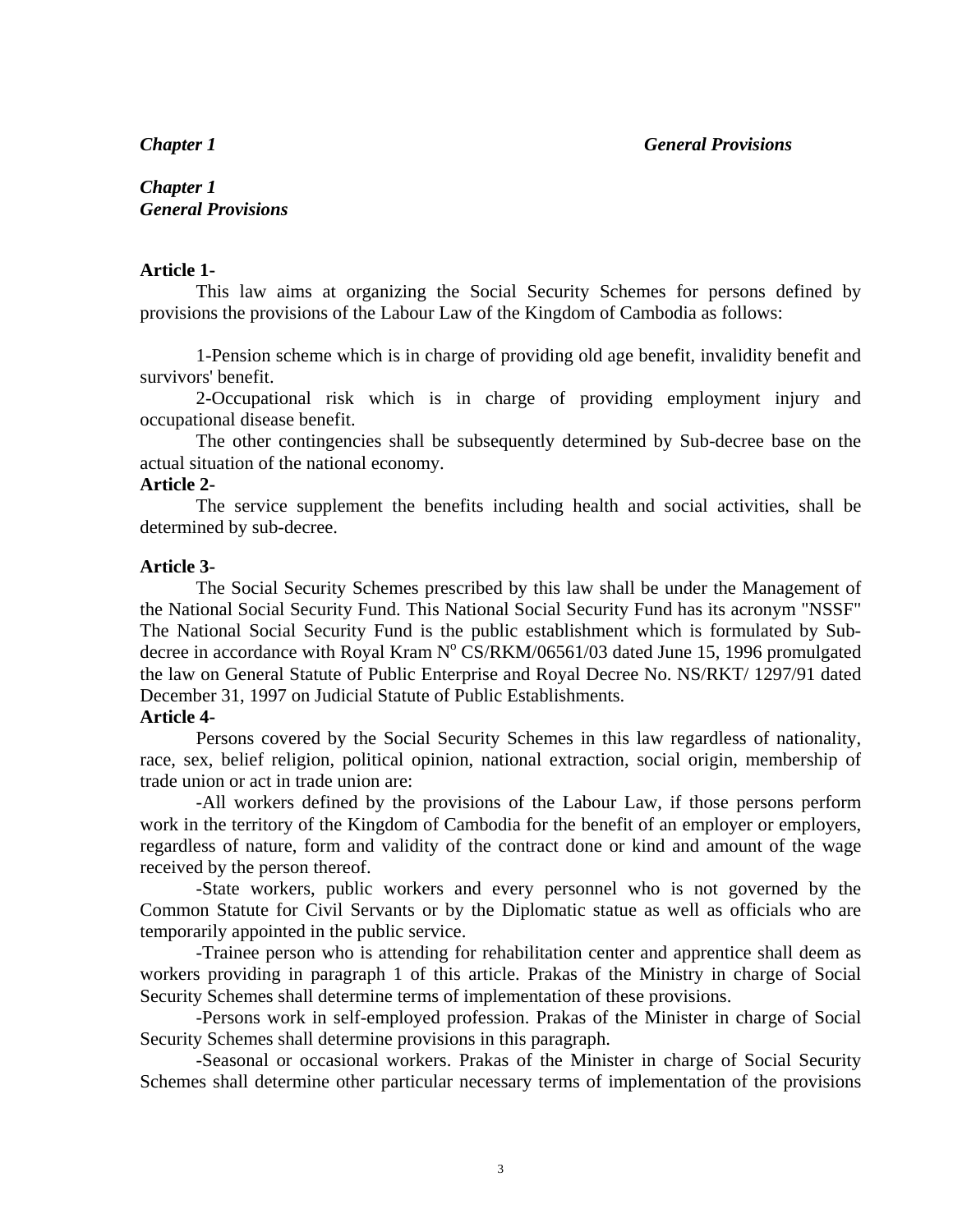*Chapter 1*
*General Provisions*

**Article 1-**

This law aims at organizing the Social Security Schemes for persons defined by provisions the provisions of the Labour Law of the Kingdom of Cambodia as follows:

1-Pension scheme which is in charge of providing old age benefit, invalidity benefit and survivors' benefit.

2-Occupational risk which is in charge of providing employment injury and occupational disease benefit.

The other contingencies shall be subsequently determined by Sub-decree base on the actual situation of the national economy.

**Article 2-**

The service supplement the benefits including health and social activities, shall be determined by sub-decree.

**Article 3-**

The Social Security Schemes prescribed by this law shall be under the Management of the National Social Security Fund. This National Social Security Fund has its acronym "NSSF" The National Social Security Fund is the public establishment which is formulated by Sub-decree in accordance with Royal Kram N° CS/RKM/06561/03 dated June 15, 1996 promulgated the law on General Statute of Public Enterprise and Royal Decree No. NS/RKT/ 1297/91 dated December 31, 1997 on Judicial Statute of Public Establishments.

**Article 4-**

Persons covered by the Social Security Schemes in this law regardless of nationality, race, sex, belief religion, political opinion, national extraction, social origin, membership of trade union or act in trade union are:

-All workers defined by the provisions of the Labour Law, if those persons perform work in the territory of the Kingdom of Cambodia for the benefit of an employer or employers, regardless of nature, form and validity of the contract done or kind and amount of the wage received by the person thereof.

-State workers, public workers and every personnel who is not governed by the Common Statute for Civil Servants or by the Diplomatic statue as well as officials who are temporarily appointed in the public service.

-Trainee person who is attending for rehabilitation center and apprentice shall deem as workers providing in paragraph 1 of this article. Prakas of the Ministry in charge of Social Security Schemes shall determine terms of implementation of these provisions.

-Persons work in self-employed profession. Prakas of the Minister in charge of Social Security Schemes shall determine provisions in this paragraph.

-Seasonal or occasional workers. Prakas of the Minister in charge of Social Security Schemes shall determine other particular necessary terms of implementation of the provisions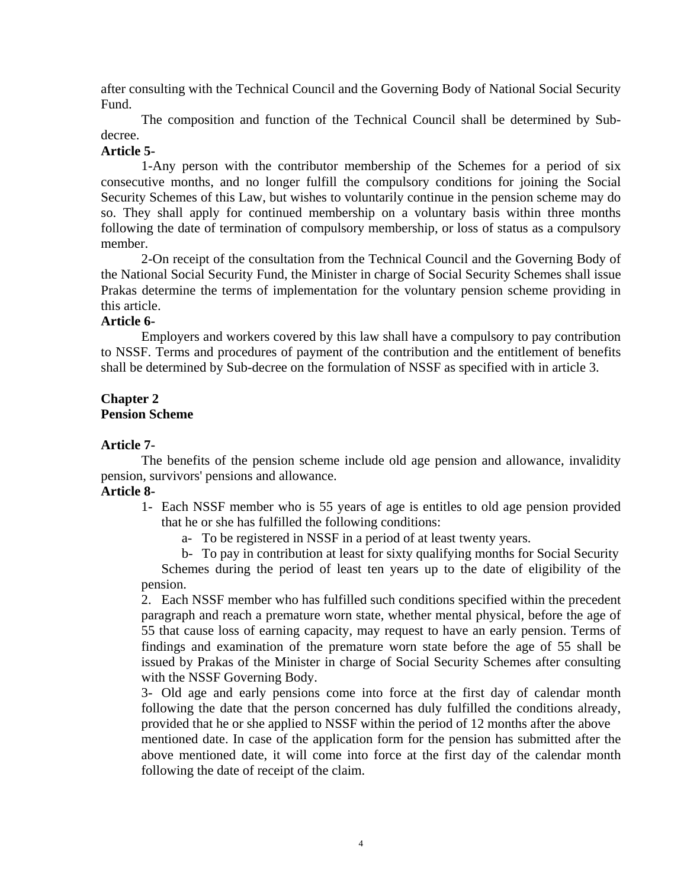after consulting with the Technical Council and the Governing Body of National Social Security Fund.

The composition and function of the Technical Council shall be determined by Sub-decree.

**Article 5-**

1-Any person with the contributor membership of the Schemes for a period of six consecutive months, and no longer fulfill the compulsory conditions for joining the Social Security Schemes of this Law, but wishes to voluntarily continue in the pension scheme may do so. They shall apply for continued membership on a voluntary basis within three months following the date of termination of compulsory membership, or loss of status as a compulsory member.

2-On receipt of the consultation from the Technical Council and the Governing Body of the National Social Security Fund, the Minister in charge of Social Security Schemes shall issue Prakas determine the terms of implementation for the voluntary pension scheme providing in this article.

**Article 6-**

Employers and workers covered by this law shall have a compulsory to pay contribution to NSSF. Terms and procedures of payment of the contribution and the entitlement of benefits shall be determined by Sub-decree on the formulation of NSSF as specified with in article 3.

## Chapter 2
## Pension Scheme

**Article 7-**

The benefits of the pension scheme include old age pension and allowance, invalidity pension, survivors' pensions and allowance.

**Article 8-**

1- Each NSSF member who is 55 years of age is entitles to old age pension provided that he or she has fulfilled the following conditions:

   a- To be registered in NSSF in a period of at least twenty years.

   b- To pay in contribution at least for sixty qualifying months for Social Security Schemes during the period of least ten years up to the date of eligibility of the pension.

2. Each NSSF member who has fulfilled such conditions specified within the precedent paragraph and reach a premature worn state, whether mental physical, before the age of 55 that cause loss of earning capacity, may request to have an early pension. Terms of findings and examination of the premature worn state before the age of 55 shall be issued by Prakas of the Minister in charge of Social Security Schemes after consulting with the NSSF Governing Body.

3- Old age and early pensions come into force at the first day of calendar month following the date that the person concerned has duly fulfilled the conditions already, provided that he or she applied to NSSF within the period of 12 months after the above mentioned date. In case of the application form for the pension has submitted after the above mentioned date, it will come into force at the first day of the calendar month following the date of receipt of the claim.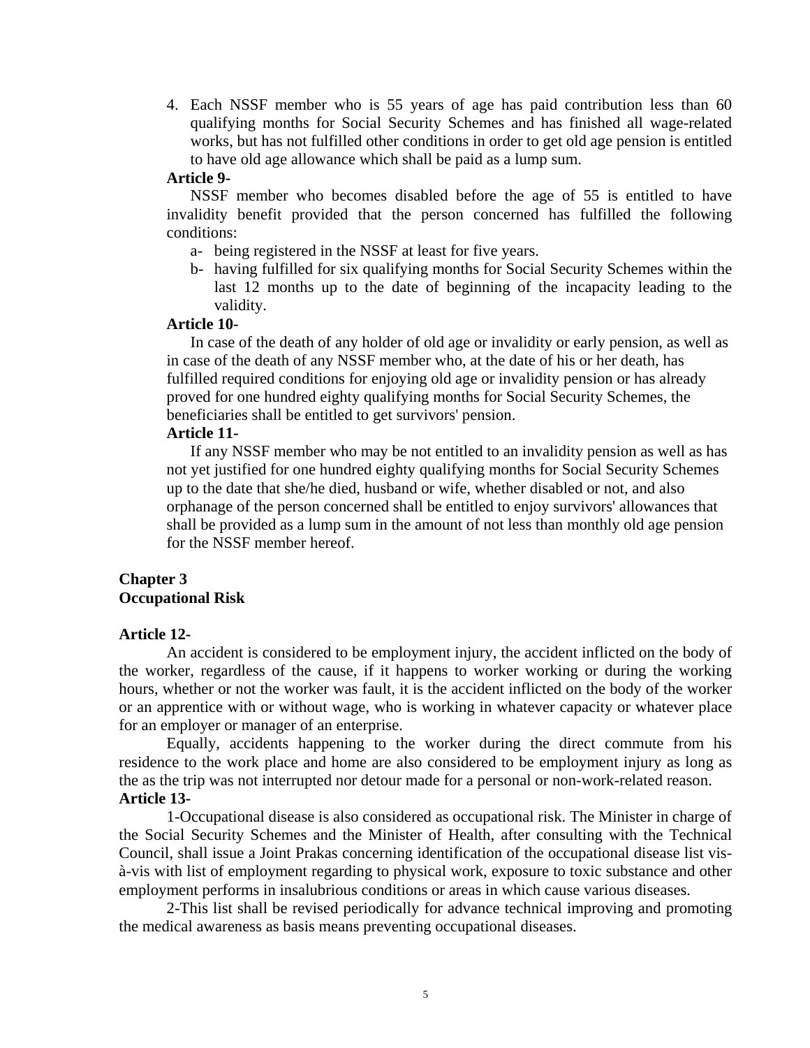4. Each NSSF member who is 55 years of age has paid contribution less than 60 qualifying months for Social Security Schemes and has finished all wage-related works, but has not fulfilled other conditions in order to get old age pension is entitled to have old age allowance which shall be paid as a lump sum.

**Article 9-**

NSSF member who becomes disabled before the age of 55 is entitled to have invalidity benefit provided that the person concerned has fulfilled the following conditions:

a- being registered in the NSSF at least for five years.

b- having fulfilled for six qualifying months for Social Security Schemes within the last 12 months up to the date of beginning of the incapacity leading to the validity.

**Article 10-**

In case of the death of any holder of old age or invalidity or early pension, as well as in case of the death of any NSSF member who, at the date of his or her death, has fulfilled required conditions for enjoying old age or invalidity pension or has already proved for one hundred eighty qualifying months for Social Security Schemes, the beneficiaries shall be entitled to get survivors' pension.

**Article 11-**

If any NSSF member who may be not entitled to an invalidity pension as well as has not yet justified for one hundred eighty qualifying months for Social Security Schemes up to the date that she/he died, husband or wife, whether disabled or not, and also orphanage of the person concerned shall be entitled to enjoy survivors' allowances that shall be provided as a lump sum in the amount of not less than monthly old age pension for the NSSF member hereof.

## Chapter 3
## Occupational Risk

**Article 12-**

An accident is considered to be employment injury, the accident inflicted on the body of the worker, regardless of the cause, if it happens to worker working or during the working hours, whether or not the worker was fault, it is the accident inflicted on the body of the worker or an apprentice with or without wage, who is working in whatever capacity or whatever place for an employer or manager of an enterprise.

Equally, accidents happening to the worker during the direct commute from his residence to the work place and home are also considered to be employment injury as long as the as the trip was not interrupted nor detour made for a personal or non-work-related reason.

**Article 13-**

1-Occupational disease is also considered as occupational risk. The Minister in charge of the Social Security Schemes and the Minister of Health, after consulting with the Technical Council, shall issue a Joint Prakas concerning identification of the occupational disease list vis-à-vis with list of employment regarding to physical work, exposure to toxic substance and other employment performs in insalubrious conditions or areas in which cause various diseases.

2-This list shall be revised periodically for advance technical improving and promoting the medical awareness as basis means preventing occupational diseases.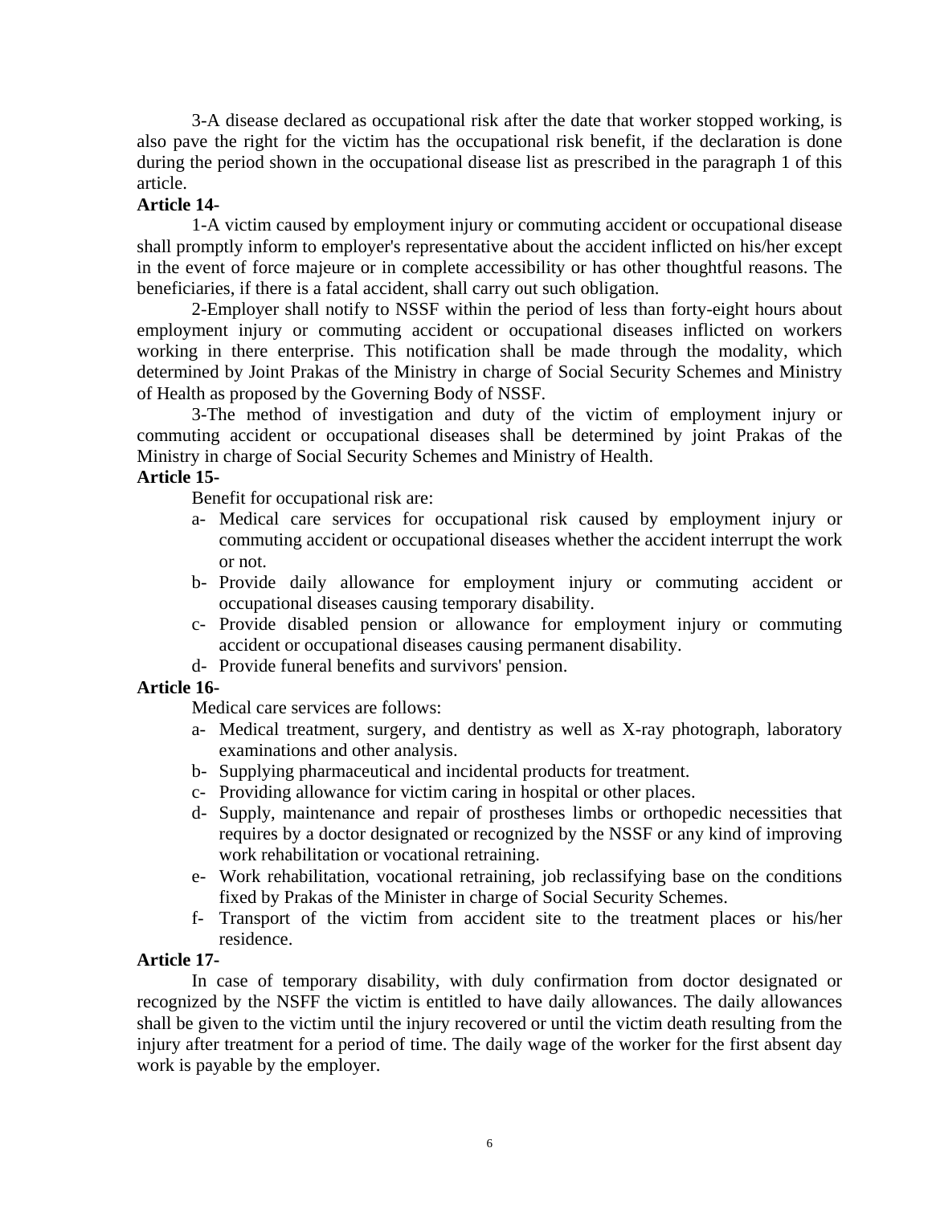3-A disease declared as occupational risk after the date that worker stopped working, is also pave the right for the victim has the occupational risk benefit, if the declaration is done during the period shown in the occupational disease list as prescribed in the paragraph 1 of this article.

**Article 14-**

1-A victim caused by employment injury or commuting accident or occupational disease shall promptly inform to employer's representative about the accident inflicted on his/her except in the event of force majeure or in complete accessibility or has other thoughtful reasons. The beneficiaries, if there is a fatal accident, shall carry out such obligation.

2-Employer shall notify to NSSF within the period of less than forty-eight hours about employment injury or commuting accident or occupational diseases inflicted on workers working in there enterprise. This notification shall be made through the modality, which determined by Joint Prakas of the Ministry in charge of Social Security Schemes and Ministry of Health as proposed by the Governing Body of NSSF.

3-The method of investigation and duty of the victim of employment injury or commuting accident or occupational diseases shall be determined by joint Prakas of the Ministry in charge of Social Security Schemes and Ministry of Health.

**Article 15-**

Benefit for occupational risk are:

a- Medical care services for occupational risk caused by employment injury or commuting accident or occupational diseases whether the accident interrupt the work or not.

b- Provide daily allowance for employment injury or commuting accident or occupational diseases causing temporary disability.

c- Provide disabled pension or allowance for employment injury or commuting accident or occupational diseases causing permanent disability.

d- Provide funeral benefits and survivors' pension.

**Article 16-**

Medical care services are follows:

a- Medical treatment, surgery, and dentistry as well as X-ray photograph, laboratory examinations and other analysis.

b- Supplying pharmaceutical and incidental products for treatment.

c- Providing allowance for victim caring in hospital or other places.

d- Supply, maintenance and repair of prostheses limbs or orthopedic necessities that requires by a doctor designated or recognized by the NSSF or any kind of improving work rehabilitation or vocational retraining.

e- Work rehabilitation, vocational retraining, job reclassifying base on the conditions fixed by Prakas of the Minister in charge of Social Security Schemes.

f- Transport of the victim from accident site to the treatment places or his/her residence.

**Article 17-**

In case of temporary disability, with duly confirmation from doctor designated or recognized by the NSFF the victim is entitled to have daily allowances. The daily allowances shall be given to the victim until the injury recovered or until the victim death resulting from the injury after treatment for a period of time. The daily wage of the worker for the first absent day work is payable by the employer.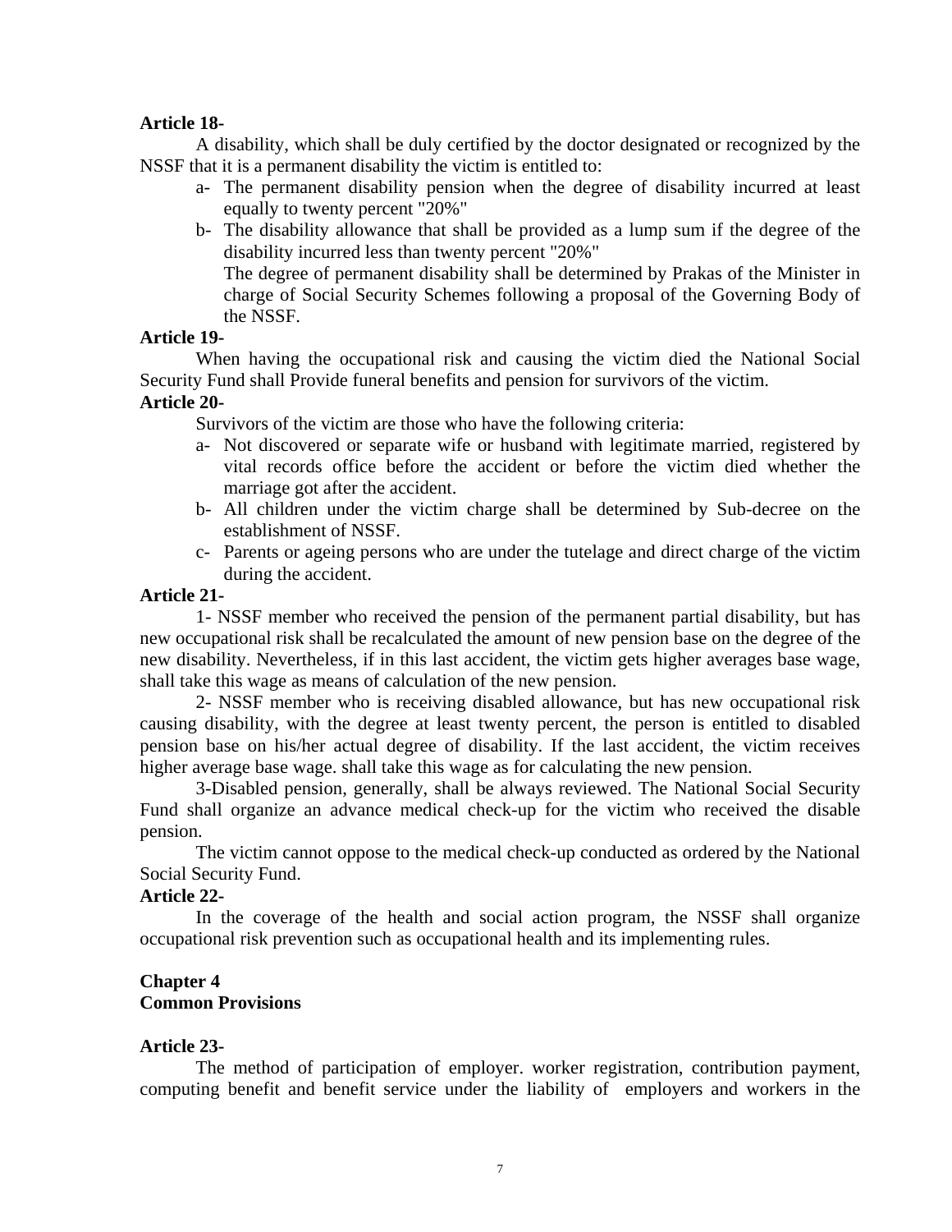**Article 18-**

A disability, which shall be duly certified by the doctor designated or recognized by the NSSF that it is a permanent disability the victim is entitled to:

a- The permanent disability pension when the degree of disability incurred at least equally to twenty percent "20%"

b- The disability allowance that shall be provided as a lump sum if the degree of the disability incurred less than twenty percent "20%"

The degree of permanent disability shall be determined by Prakas of the Minister in charge of Social Security Schemes following a proposal of the Governing Body of the NSSF.

**Article 19-**

When having the occupational risk and causing the victim died the National Social Security Fund shall Provide funeral benefits and pension for survivors of the victim.

**Article 20-**

Survivors of the victim are those who have the following criteria:

a- Not discovered or separate wife or husband with legitimate married, registered by vital records office before the accident or before the victim died whether the marriage got after the accident.

b- All children under the victim charge shall be determined by Sub-decree on the establishment of NSSF.

c- Parents or ageing persons who are under the tutelage and direct charge of the victim during the accident.

**Article 21-**

1- NSSF member who received the pension of the permanent partial disability, but has new occupational risk shall be recalculated the amount of new pension base on the degree of the new disability. Nevertheless, if in this last accident, the victim gets higher averages base wage, shall take this wage as means of calculation of the new pension.

2- NSSF member who is receiving disabled allowance, but has new occupational risk causing disability, with the degree at least twenty percent, the person is entitled to disabled pension base on his/her actual degree of disability. If the last accident, the victim receives higher average base wage. shall take this wage as for calculating the new pension.

3-Disabled pension, generally, shall be always reviewed. The National Social Security Fund shall organize an advance medical check-up for the victim who received the disable pension.

The victim cannot oppose to the medical check-up conducted as ordered by the National Social Security Fund.

**Article 22-**

In the coverage of the health and social action program, the NSSF shall organize occupational risk prevention such as occupational health and its implementing rules.

## Chapter 4
## Common Provisions

**Article 23-**

The method of participation of employer. worker registration, contribution payment, computing benefit and benefit service under the liability of employers and workers in the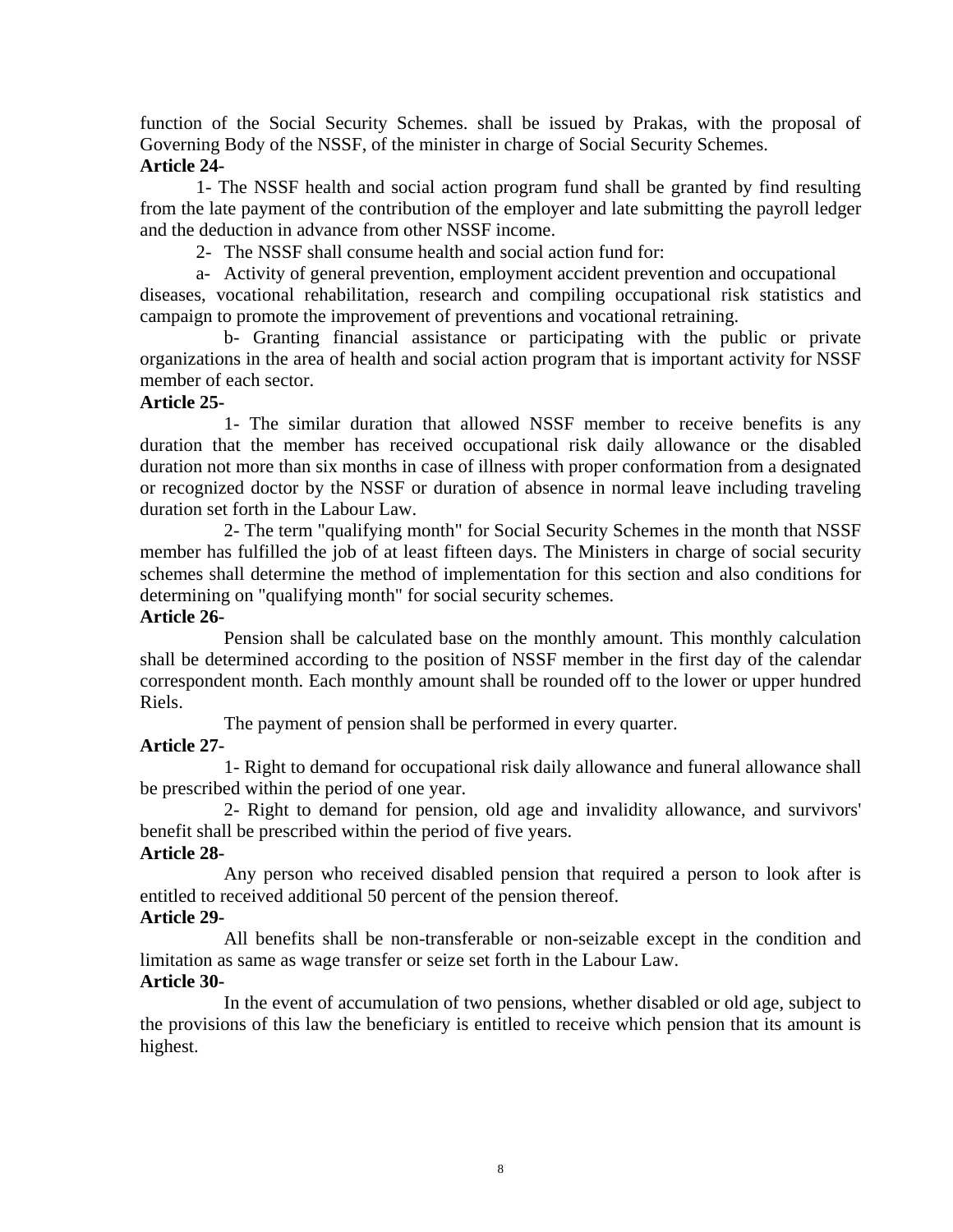function of the Social Security Schemes. shall be issued by Prakas, with the proposal of Governing Body of the NSSF, of the minister in charge of Social Security Schemes.

**Article 24-**

1- The NSSF health and social action program fund shall be granted by find resulting from the late payment of the contribution of the employer and late submitting the payroll ledger and the deduction in advance from other NSSF income.

2- The NSSF shall consume health and social action fund for:

a- Activity of general prevention, employment accident prevention and occupational diseases, vocational rehabilitation, research and compiling occupational risk statistics and campaign to promote the improvement of preventions and vocational retraining.

b- Granting financial assistance or participating with the public or private organizations in the area of health and social action program that is important activity for NSSF member of each sector.

**Article 25-**

1- The similar duration that allowed NSSF member to receive benefits is any duration that the member has received occupational risk daily allowance or the disabled duration not more than six months in case of illness with proper conformation from a designated or recognized doctor by the NSSF or duration of absence in normal leave including traveling duration set forth in the Labour Law.

2- The term "qualifying month" for Social Security Schemes in the month that NSSF member has fulfilled the job of at least fifteen days. The Ministers in charge of social security schemes shall determine the method of implementation for this section and also conditions for determining on "qualifying month" for social security schemes.

**Article 26-**

Pension shall be calculated base on the monthly amount. This monthly calculation shall be determined according to the position of NSSF member in the first day of the calendar correspondent month. Each monthly amount shall be rounded off to the lower or upper hundred Riels.

The payment of pension shall be performed in every quarter.

**Article 27-**

1- Right to demand for occupational risk daily allowance and funeral allowance shall be prescribed within the period of one year.

2- Right to demand for pension, old age and invalidity allowance, and survivors' benefit shall be prescribed within the period of five years.

**Article 28-**

Any person who received disabled pension that required a person to look after is entitled to received additional 50 percent of the pension thereof.

**Article 29-**

All benefits shall be non-transferable or non-seizable except in the condition and limitation as same as wage transfer or seize set forth in the Labour Law.

**Article 30-**

In the event of accumulation of two pensions, whether disabled or old age, subject to the provisions of this law the beneficiary is entitled to receive which pension that its amount is highest.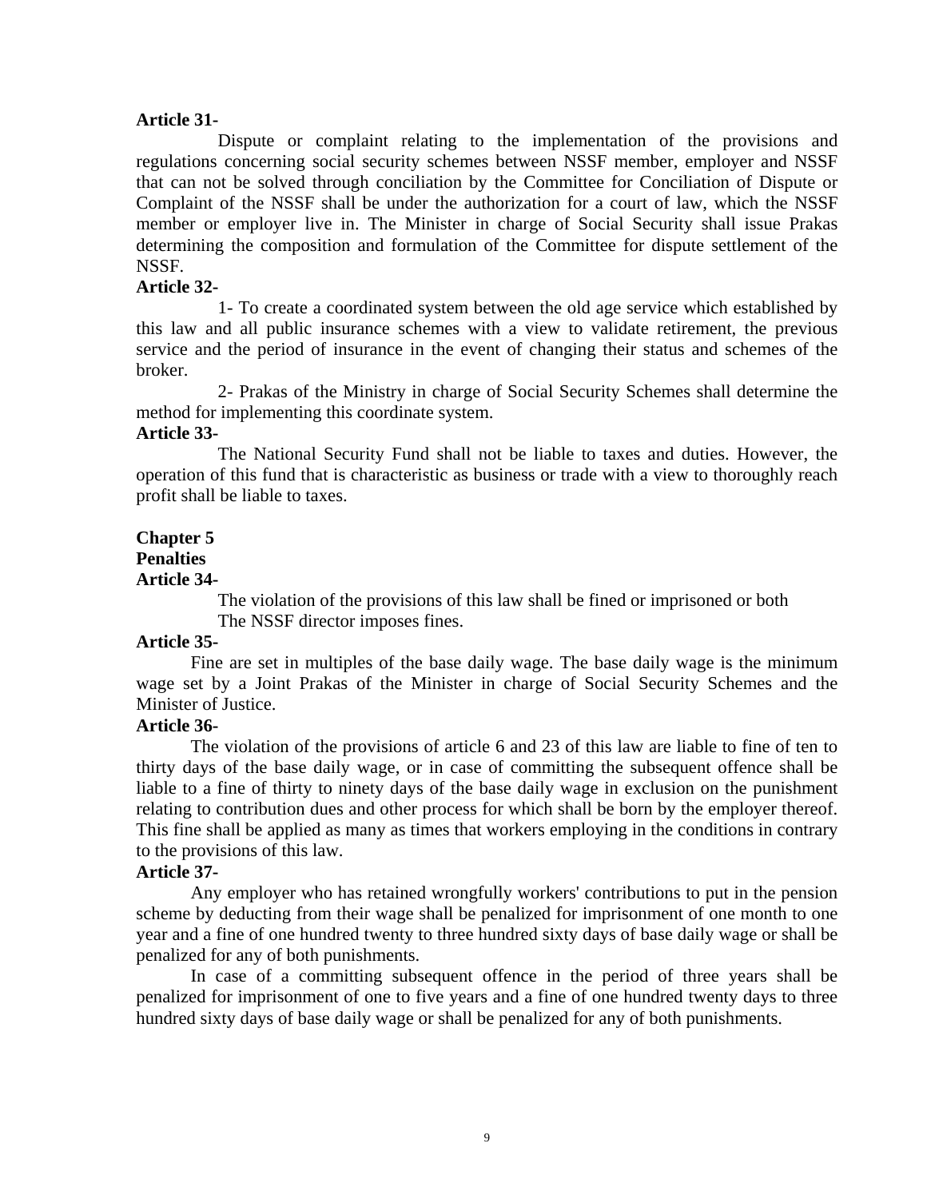**Article 31-**

Dispute or complaint relating to the implementation of the provisions and regulations concerning social security schemes between NSSF member, employer and NSSF that can not be solved through conciliation by the Committee for Conciliation of Dispute or Complaint of the NSSF shall be under the authorization for a court of law, which the NSSF member or employer live in. The Minister in charge of Social Security shall issue Prakas determining the composition and formulation of the Committee for dispute settlement of the NSSF.

**Article 32-**

1- To create a coordinated system between the old age service which established by this law and all public insurance schemes with a view to validate retirement, the previous service and the period of insurance in the event of changing their status and schemes of the broker.

2- Prakas of the Ministry in charge of Social Security Schemes shall determine the method for implementing this coordinate system.

**Article 33-**

The National Security Fund shall not be liable to taxes and duties. However, the operation of this fund that is characteristic as business or trade with a view to thoroughly reach profit shall be liable to taxes.

## Chapter 5

## Penalties

**Article 34-**

The violation of the provisions of this law shall be fined or imprisoned or both

The NSSF director imposes fines.

**Article 35-**

Fine are set in multiples of the base daily wage. The base daily wage is the minimum wage set by a Joint Prakas of the Minister in charge of Social Security Schemes and the Minister of Justice.

**Article 36-**

The violation of the provisions of article 6 and 23 of this law are liable to fine of ten to thirty days of the base daily wage, or in case of committing the subsequent offence shall be liable to a fine of thirty to ninety days of the base daily wage in exclusion on the punishment relating to contribution dues and other process for which shall be born by the employer thereof. This fine shall be applied as many as times that workers employing in the conditions in contrary to the provisions of this law.

**Article 37-**

Any employer who has retained wrongfully workers' contributions to put in the pension scheme by deducting from their wage shall be penalized for imprisonment of one month to one year and a fine of one hundred twenty to three hundred sixty days of base daily wage or shall be penalized for any of both punishments.

In case of a committing subsequent offence in the period of three years shall be penalized for imprisonment of one to five years and a fine of one hundred twenty days to three hundred sixty days of base daily wage or shall be penalized for any of both punishments.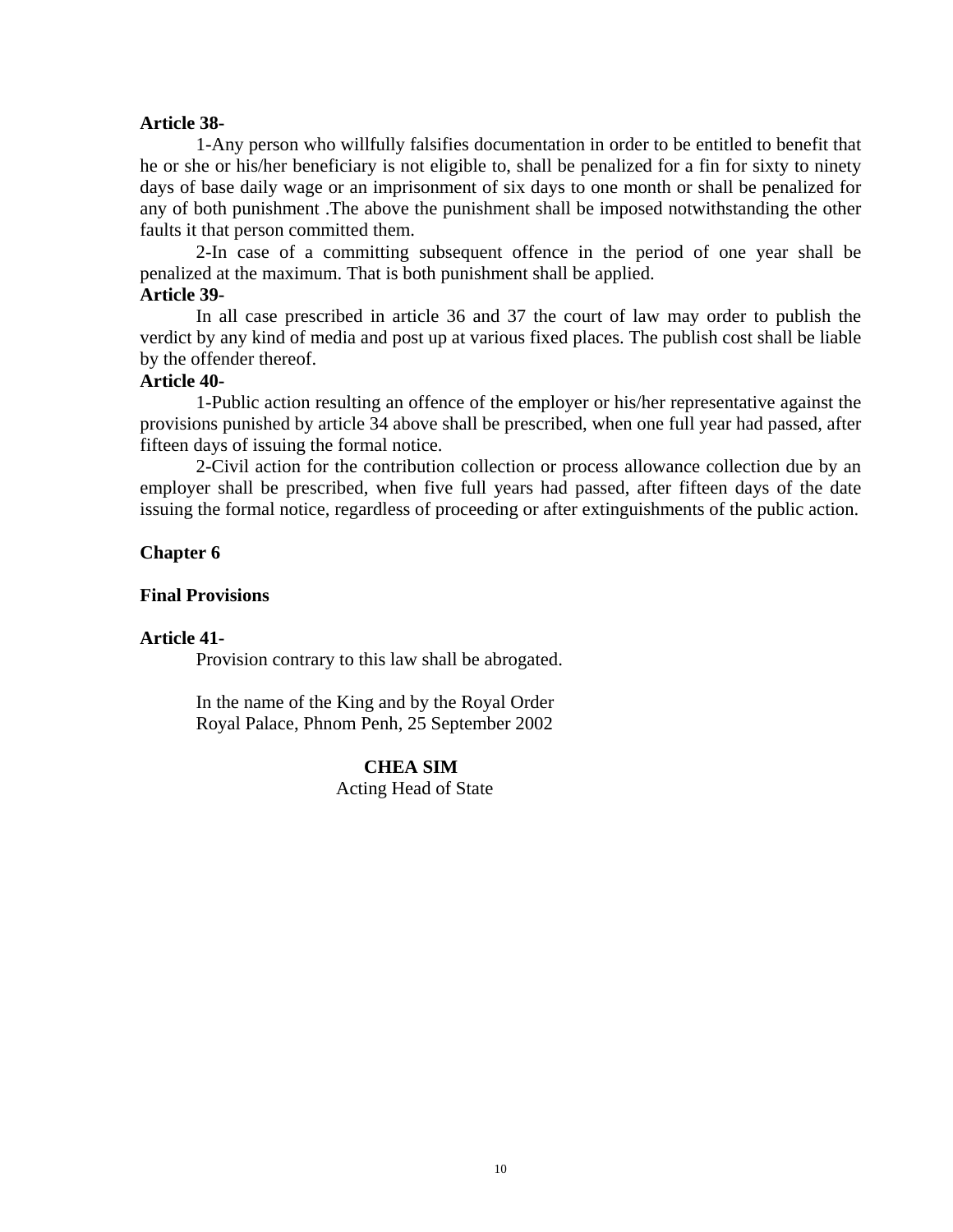**Article 38-**

1-Any person who willfully falsifies documentation in order to be entitled to benefit that he or she or his/her beneficiary is not eligible to, shall be penalized for a fin for sixty to ninety days of base daily wage or an imprisonment of six days to one month or shall be penalized for any of both punishment .The above the punishment shall be imposed notwithstanding the other faults it that person committed them.

2-In case of a committing subsequent offence in the period of one year shall be penalized at the maximum. That is both punishment shall be applied.

**Article 39-**

In all case prescribed in article 36 and 37 the court of law may order to publish the verdict by any kind of media and post up at various fixed places. The publish cost shall be liable by the offender thereof.

**Article 40-**

1-Public action resulting an offence of the employer or his/her representative against the provisions punished by article 34 above shall be prescribed, when one full year had passed, after fifteen days of issuing the formal notice.

2-Civil action for the contribution collection or process allowance collection due by an employer shall be prescribed, when five full years had passed, after fifteen days of the date issuing the formal notice, regardless of proceeding or after extinguishments of the public action.

## Chapter 6

## Final Provisions

**Article 41-**

Provision contrary to this law shall be abrogated.

In the name of the King and by the Royal Order
Royal Palace, Phnom Penh, 25 September 2002

**CHEA SIM**
Acting Head of State